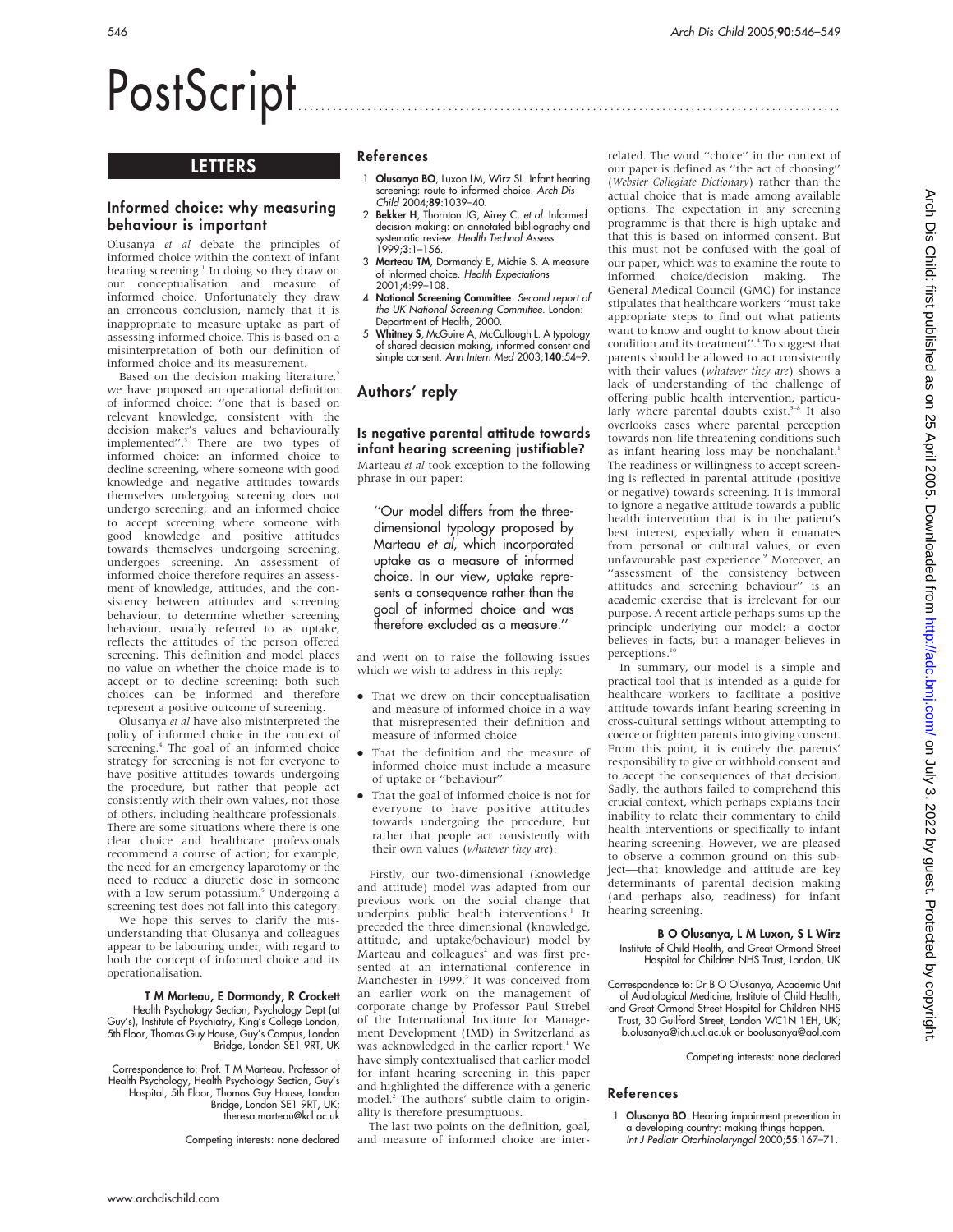# PostScript

## LETTERS

### Informed choice: why measuring behaviour is important

Olusanya *et al* debate the principles of informed choice within the context of infant hearing screening.[1] In doing so they draw on our conceptualisation and measure of informed choice. Unfortunately they draw an erroneous conclusion, namely that it is inappropriate to measure uptake as part of assessing informed choice. This is based on a misinterpretation of both our definition of informed choice and its measurement.

Based on the decision making literature,[2] we have proposed an operational definition of informed choice: ''one that is based on relevant knowledge, consistent with the decision maker's values and behaviourally implemented''.[3] There are two types of informed choice: an informed choice to decline screening, where someone with good knowledge and negative attitudes towards themselves undergoing screening does not undergo screening; and an informed choice to accept screening where someone with good knowledge and positive attitudes towards themselves undergoing screening, undergoes screening. An assessment of informed choice therefore requires an assessment of knowledge, attitudes, and the consistency between attitudes and screening behaviour, to determine whether screening behaviour, usually referred to as uptake, reflects the attitudes of the person offered screening. This definition and model places no value on whether the choice made is to accept or to decline screening: both such choices can be informed and therefore represent a positive outcome of screening.

Olusanya *et al* have also misinterpreted the policy of informed choice in the context of screening.[4] The goal of an informed choice strategy for screening is not for everyone to have positive attitudes towards undergoing the procedure, but rather that people act consistently with their own values, not those of others, including healthcare professionals. There are some situations where there is one clear choice and healthcare professionals recommend a course of action; for example, the need for an emergency laparotomy or the need to reduce a diuretic dose in someone with a low serum potassium.[5] Undergoing a screening test does not fall into this category.

We hope this serves to clarify the misunderstanding that Olusanya and colleagues appear to be labouring under, with regard to both the concept of informed choice and its operationalisation.

**T M Marteau, E Dormandy, R Crockett**
Health Psychology Section, Psychology Dept (at Guy's), Institute of Psychiatry, King's College London, 5th Floor, Thomas Guy House, Guy's Campus, London Bridge, London SE1 9RT, UK

Correspondence to: Prof. T M Marteau, Professor of Health Psychology, Health Psychology Section, Guy's Hospital, 5th Floor, Thomas Guy House, London Bridge, London SE1 9RT, UK; theresa.marteau@kcl.ac.uk

Competing interests: none declared

#### References

1. **Olusanya BO**, Luxon LM, Wirz SL. Infant hearing screening: route to informed choice. *Arch Dis Child* 2004;**89**:1039–40.
2. **Bekker H**, Thornton JG, Airey C, *et al*. Informed decision making: an annotated bibliography and systematic review. *Health Technol Assess* 1999;**3**:1–156.
3. **Marteau TM**, Dormandy E, Michie S. A measure of informed choice. *Health Expectations* 2001;**4**:99–108.
4. **National Screening Committee**. *Second report of the UK National Screening Committee*. London: Department of Health, 2000.
5. **Whitney S**, McGuire A, McCullough L. A typology of shared decision making, informed consent and simple consent. *Ann Intern Med* 2003;**140**:54–9.

## Authors' reply

### Is negative parental attitude towards infant hearing screening justifiable?

Marteau *et al* took exception to the following phrase in our paper:

> ''Our model differs from the three-dimensional typology proposed by Marteau *et al*, which incorporated uptake as a measure of informed choice. In our view, uptake represents a consequence rather than the goal of informed choice and was therefore excluded as a measure.''

and went on to raise the following issues which we wish to address in this reply:

- That we drew on their conceptualisation and measure of informed choice in a way that misrepresented their definition and measure of informed choice
- That the definition and the measure of informed choice must include a measure of uptake or ''behaviour''
- That the goal of informed choice is not for everyone to have positive attitudes towards undergoing the procedure, but rather that people act consistently with their own values (*whatever they are*).

Firstly, our two-dimensional (knowledge and attitude) model was adapted from our previous work on the social change that underpins public health interventions.[1] It preceded the three dimensional (knowledge, attitude, and uptake/behaviour) model by Marteau and colleagues[2] and was first presented at an international conference in Manchester in 1999.[3] It was conceived from an earlier work on the management of corporate change by Professor Paul Strebel of the International Institute for Management Development (IMD) in Switzerland as was acknowledged in the earlier report.[1] We have simply contextualised that earlier model for infant hearing screening in this paper and highlighted the difference with a generic model.[2] The authors' subtle claim to originality is therefore presumptuous.

The last two points on the definition, goal, and measure of informed choice are interrelated. The word ''choice'' in the context of our paper is defined as ''the act of choosing'' (*Webster Collegiate Dictionary*) rather than the actual choice that is made among available options. The expectation in any screening programme is that there is high uptake and that this is based on informed consent. But this must not be confused with the goal of our paper, which was to examine the route to informed choice/decision making. The General Medical Council (GMC) for instance stipulates that healthcare workers ''must take appropriate steps to find out what patients want to know and ought to know about their condition and its treatment''.[4] To suggest that parents should be allowed to act consistently with their values (*whatever they are*) shows a lack of understanding of the challenge of offering public health intervention, particularly where parental doubts exist.[5–8] It also overlooks cases where parental perception towards non-life threatening conditions such as infant hearing loss may be nonchalant.[1] The readiness or willingness to accept screening is reflected in parental attitude (positive or negative) towards screening. It is immoral to ignore a negative attitude towards a public health intervention that is in the patient's best interest, especially when it emanates from personal or cultural values, or even unfavourable past experience.[9] Moreover, an ''assessment of the consistency between attitudes and screening behaviour'' is an academic exercise that is irrelevant for our purpose. A recent article perhaps sums up the principle underlying our model: a doctor believes in facts, but a manager believes in perceptions.[10]

In summary, our model is a simple and practical tool that is intended as a guide for healthcare workers to facilitate a positive attitude towards infant hearing screening in cross-cultural settings without attempting to coerce or frighten parents into giving consent. From this point, it is entirely the parents' responsibility to give or withhold consent and to accept the consequences of that decision. Sadly, the authors failed to comprehend this crucial context, which perhaps explains their inability to relate their commentary to child health interventions or specifically to infant hearing screening. However, we are pleased to observe a common ground on this subject—that knowledge and attitude are key determinants of parental decision making (and perhaps also, readiness) for infant hearing screening.

**B O Olusanya, L M Luxon, S L Wirz**
Institute of Child Health, and Great Ormond Street Hospital for Children NHS Trust, London, UK

Correspondence to: Dr B O Olusanya, Academic Unit of Audiological Medicine, Institute of Child Health, and Great Ormond Street Hospital for Children NHS Trust, 30 Guilford Street, London WC1N 1EH, UK; b.olusanya@ich.ucl.ac.uk or boolusanya@aol.com

Competing interests: none declared

#### References

1. **Olusanya BO**. Hearing impairment prevention in a developing country: making things happen. *Int J Pediatr Otorhinolaryngol* 2000;**55**:167–71.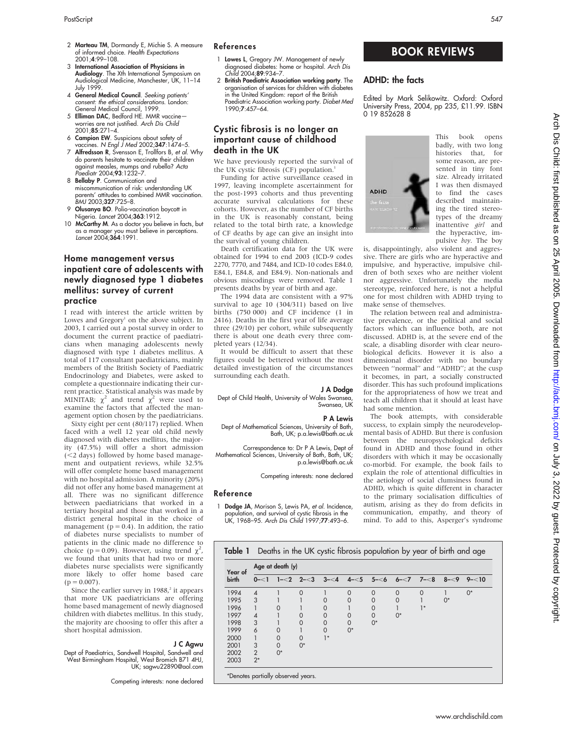2. **Marteau TM**, Dormandy E, Michie S. A measure of informed choice. *Health Expectations* 2001;**4**:99–108.
3. **International Association of Physicians in Audiology**. The Xth International Symposium on Audiological Medicine, Manchester, UK, 11–14 July 1999.
4. **General Medical Council**. *Seeking patients' consent: the ethical considerations*. London: General Medical Council, 1999.
5. **Elliman DAC**, Bedford HE. MMR vaccine—worries are not justified. *Arch Dis Child* 2001;**85**:271–4.
6. **Campion EW**. Suspicions about safety of vaccines. *N Engl J Med* 2002;**347**:1474–5.
7. **Alfredsson R**, Svensson E, Trollfors B, *et al*. Why do parents hesitate to vaccinate their children against measles, mumps and rubella? *Acta Paediatr* 2004;**93**:1232–7.
8. **Bellaby P**. Communication and miscommunication of risk: understanding UK parents' attitudes to combined MMR vaccination. *BMJ* 2003;**327**:725–8.
9. **Olusanya BO**. Polio-vaccination boycott in Nigeria. *Lancet* 2004;**363**:1912.
10. **McCarthy M**. As a doctor you believe in facts, but as a manager you must believe in perceptions. *Lancet* 2004;**364**:1991.

## Home management versus inpatient care of adolescents with newly diagnosed type 1 diabetes mellitus: survey of current practice

I read with interest the article written by Lowes and Gregory[1] on the above subject. In 2003, I carried out a postal survey in order to document the current practice of paediatricians when managing adolescents newly diagnosed with type 1 diabetes mellitus. A total of 117 consultant paediatricians, mainly members of the British Society of Paediatric Endocrinology and Diabetes, were asked to complete a questionnaire indicating their current practice. Statistical analysis was made by MINITAB; $\chi^2$ and trend $\chi^2$ were used to examine the factors that affected the management option chosen by the paediatricians.

Sixty eight per cent (80/117) replied. When faced with a well 12 year old child newly diagnosed with diabetes mellitus, the majority (47.5%) will offer a short admission (<2 days) followed by home based management and outpatient reviews, while 32.5% will offer complete home based management with no hospital admission. A minority (20%) did not offer any home based management at all. There was no significant difference between paediatricians that worked in a tertiary hospital and those that worked in a district general hospital in the choice of management ($p = 0.4$). In addition, the ratio of diabetes nurse specialists to number of patients in the clinic made no difference to choice ($p = 0.09$). However, using trend $\chi^2$, we found that units that had two or more diabetes nurse specialists were significantly more likely to offer home based care ($p = 0.007$).

Since the earlier survey in 1988,[2] it appears that more UK paediatricians are offering home based management of newly diagnosed children with diabetes mellitus. In this study, the majority are choosing to offer this after a short hospital admission.

**J C Agwu**

Dept of Paediatrics, Sandwell Hospital, Sandwell and West Birmingham Hospital, West Bromich B71 4HJ, UK; sagwu22890@aol.com

Competing interests: none declared

### References

1. **Lowes L**, Gregory JW. Management of newly diagnosed diabetes: home or hospital. *Arch Dis Child* 2004;**89**:934–7.
2. **British Paediatric Association working party**. The organisation of services for children with diabetes in the United Kingdom: report of the British Paediatric Association working party. *Diabet Med* 1990;**7**:457–64.

## Cystic fibrosis is no longer an important cause of childhood death in the UK

We have previously reported the survival of the UK cystic fibrosis (CF) population.[1]

Funding for active surveillance ceased in 1997, leaving incomplete ascertainment for the post-1993 cohorts and thus preventing accurate survival calculations for these cohorts. However, as the number of CF births in the UK is reasonably constant, being related to the total birth rate, a knowledge of CF deaths by age can give an insight into the survival of young children.

Death certification data for the UK were obtained for 1994 to end 2003 (ICD-9 codes 2270, 7770, and 7484, and ICD-10 codes E84.0, E84.1, E84.8, and E84.9). Non-nationals and obvious miscodings were removed. Table 1 presents deaths by year of birth and age.

The 1994 data are consistent with a 97% survival to age 10 (304/311) based on live births (750 000) and CF incidence (1 in 2416). Deaths in the first year of life average three (29/10) per cohort, while subsequently there is about one death every three completed years (12/34).

It would be difficult to assert that these figures could be bettered without the most detailed investigation of the circumstances surrounding each death.

**J A Dodge**

Dept of Child Health, University of Wales Swansea, Swansea, UK

**P A Lewis**

Dept of Mathematical Sciences, University of Bath, Bath, UK; p.a.lewis@bath.ac.uk

Correspondence to: Dr P A Lewis, Dept of Mathematical Sciences, University of Bath, Bath, UK; p.a.lewis@bath.ac.uk

Competing interests: none declared

### Reference

1. **Dodge JA**, Morison S, Lewis PA, *et al*. Incidence, population, and survival of cystic fibrosis in the UK, 1968–95. *Arch Dis Child* 1997;**77**:493–6.

**Table 1** Deaths in the UK cystic fibrosis population by year of birth and age

| Year of birth | Age at death (y) | | | | | | | | | |
|---|---|---|---|---|---|---|---|---|---|---|
| | 0–<1 | 1–<2 | 2–<3 | 3–<4 | 4–<5 | 5–<6 | 6–<7 | 7–<8 | 8–<9 | 9–<10 |
| 1994 | 4 | 1 | 0 | 1 | 0 | 0 | 0 | 0 | 1 | 0* |
| 1995 | 3 | 1 | 1 | 0 | 0 | 0 | 0 | 1 | 0* | |
| 1996 | 1 | 0 | 1 | 0 | 1 | 0 | 1 | 1* | | |
| 1997 | 4 | 1 | 0 | 0 | 0 | 0 | 0* | | | |
| 1998 | 3 | 1 | 0 | 0 | 0 | 0* | | | | |
| 1999 | 6 | 0 | 1 | 0 | 0* | | | | | |
| 2000 | 1 | 0 | 0 | 1* | | | | | | |
| 2001 | 3 | 0 | 0* | | | | | | | |
| 2002 | 2 | 0* | | | | | | | | |
| 2003 | 2* | | | | | | | | | |

*Denotes partially observed years.

# BOOK REVIEWS

## ADHD: the facts

Edited by Mark Selikowitz. Oxford: Oxford University Press, 2004, pp 235, £11.99. ISBN 0 19 852628 8

This book opens badly, with two long histories that, for some reason, are presented in tiny font size. Already irritated I was then dismayed to find the cases described maintaining the tired stereotypes of the dreamy inattentive *girl* and the hyperactive, impulsive *boy*. The boy is, disappointingly, also violent and aggressive. There are girls who are hyperactive and impulsive, and hyperactive, impulsive children of both sexes who are neither violent nor aggressive. Unfortunately the media stereotype, reinforced here, is not a helpful one for most children with ADHD trying to make sense of themselves.

The relation between real and administrative prevalence, or the political and social factors which can influence both, are not discussed. ADHD is, at the severe end of the scale, a disabling disorder with clear neurobiological deficits. However it is also a dimensional disorder with no boundary between "normal" and "ADHD"; at the cusp it becomes, in part, a socially constructed disorder. This has such profound implications for the appropriateness of how we treat and teach all children that it should at least have had some mention.

The book attempts, with considerable success, to explain simply the neurodevelopmental basis of ADHD. But there is confusion between the neuropsychological deficits found in ADHD and those found in other disorders with which it may be occasionally co-morbid. For example, the book fails to explain the role of attentional difficulties in the aetiology of social clumsiness found in ADHD, which is quite different in character to the primary socialisation difficulties of autism, arising as they do from deficits in communication, empathy, and theory of mind. To add to this, Asperger's syndrome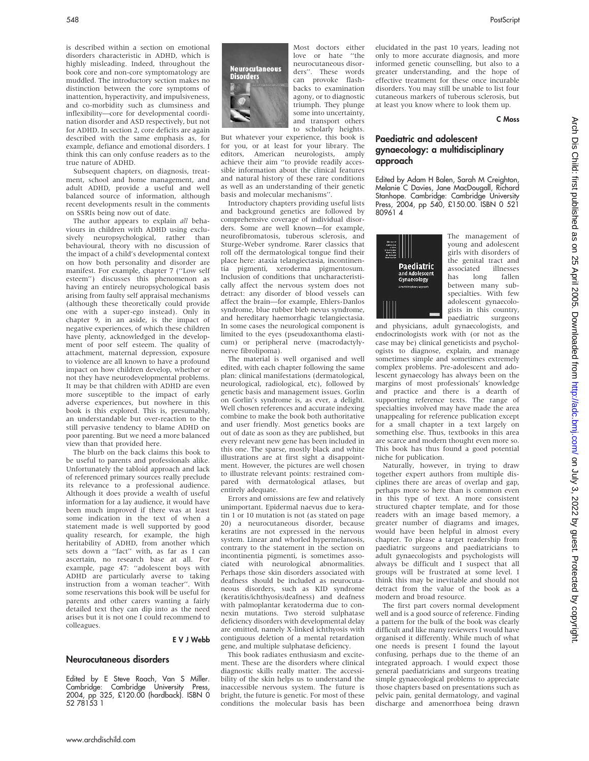is described within a section on emotional disorders characteristic in ADHD, which is highly misleading. Indeed, throughout the book core and non-core symptomatology are muddled. The introductory section makes no distinction between the core symptoms of inattention, hyperactivity, and impulsiveness, and co-morbidity such as clumsiness and inflexibility—core for developmental coordination disorder and ASD respectively, but not for ADHD. In section 2, core deficits are again described with the same emphasis as, for example, defiance and emotional disorders. I think this can only confuse readers as to the true nature of ADHD.

Subsequent chapters, on diagnosis, treatment, school and home management, and adult ADHD, provide a useful and well balanced source of information, although recent developments result in the comments on SSRIs being now out of date.

The author appears to explain *all* behaviours in children with ADHD using exclusively neuropsychological, rather than behavioural, theory with no discussion of the impact of a child's developmental context on how both personality and disorder are manifest. For example, chapter 7 ("Low self esteem") discusses this phenomenon as having an entirely neuropsychological basis arising from faulty self appraisal mechanisms (although these theoretically could provide one with a super-ego instead). Only in chapter 9, in an aside, is the impact of negative experiences, of which these children have plenty, acknowledged in the development of poor self esteem. The quality of attachment, maternal depression, exposure to violence are all known to have a profound impact on how children develop, whether or not they have neurodevelopmental problems. It may be that children with ADHD are even more susceptible to the impact of early adverse experiences, but nowhere in this book is this explored. This is, presumably, an understandable but over-reaction to the still pervasive tendency to blame ADHD on poor parenting. But we need a more balanced view than that provided here.

The blurb on the back claims this book to be useful to parents and professionals alike. Unfortunately the tabloid approach and lack of referenced primary sources really preclude its relevance to a professional audience. Although it does provide a wealth of useful information for a lay audience, it would have been much improved if there was at least some indication in the text of when a statement made is well supported by good quality research, for example, the high heritability of ADHD, from another which sets down a "fact" with, as far as I can ascertain, no research base at all. For example, page 47: "adolescent boys with ADHD are particularly averse to taking instruction from a woman teacher". With some reservations this book will be useful for parents and other carers wanting a fairly detailed text they can dip into as the need arises but it is not one I could recommend to colleagues.

**E V J Webb**

## Neurocutaneous disorders

Edited by E Steve Roach, Van S Miller. Cambridge: Cambridge University Press, 2004, pp 325, £120.00 (hardback). ISBN 0 52 78153 1

Most doctors either love or hate "the neurocutaneous disorders". These words can provoke flashbacks to examination agony, or to diagnostic triumph. They plunge some into uncertainty, and transport others to scholarly heights. But whatever your experience, this book is for you, or at least for your library. The editors, American neurologists, amply achieve their aim "to provide readily accessible information about the clinical features and natural history of these rare conditions as well as an understanding of their genetic basis and molecular mechanisms".

Introductory chapters providing useful lists and background genetics are followed by comprehensive coverage of individual disorders. Some are well known—for example, neurofibromatosis, tuberous sclerosis, and Sturge-Weber syndrome. Rarer classics that roll off the dermatological tongue find their place here: ataxia telangiectasia, incontinentia pigmenti, xeroderma pigmentosum. Inclusion of conditions that uncharacteristically affect the nervous system does not detract: any disorder of blood vessels can affect the brain—for example, Ehlers-Danlos syndrome, blue rubber bleb nevus syndrome, and hereditary haemorrhagic telangiectasia. In some cases the neurological component is limited to the eyes (pseudoxanthoma elasticum) or peripheral nerve (macrodactyly-nerve fibrolipoma).

The material is well organised and well edited, with each chapter following the same plan: clinical manifestations (dermatological, neurological, radiological, etc), followed by genetic basis and management issues. Gorlin on Gorlin's syndrome is, as ever, a delight. Well chosen references and accurate indexing combine to make the book both authoritative and user friendly. Most genetics books are out of date as soon as they are published, but every relevant new gene has been included in this one. The sparse, mostly black and white illustrations are at first sight a disappointment. However, the pictures are well chosen to illustrate relevant points: restrained compared with dermatological atlases, but entirely adequate.

Errors and omissions are few and relatively unimportant. Epidermal naevus due to keratin 1 or 10 mutation is not (as stated on page 20) a neurocutaneous disorder, because keratins are not expressed in the nervous system. Linear and whorled hypermelanosis, contrary to the statement in the section on incontinentia pigmenti, is sometimes associated with neurological abnormalities. Perhaps those skin disorders associated with deafness should be included as neurocutaneous disorders, such as KID syndrome (keratitis/ichthyosis/deafness) and deafness with palmoplantar keratoderma due to connexin mutations. Two steroid sulphatase deficiency disorders with developmental delay are omitted, namely X-linked ichthyosis with contiguous deletion of a mental retardation gene, and multiple sulphatase deficiency.

This book radiates enthusiasm and excitement. These are the disorders where clinical diagnostic skills really matter. The accessibility of the skin helps us to understand the inaccessible nervous system. The future is bright, the future is genetic. For most of these conditions the molecular basis has been elucidated in the past 10 years, leading not only to more accurate diagnosis, and more informed genetic counselling, but also to a greater understanding, and the hope of effective treatment for these once incurable disorders. You may still be unable to list four cutaneous markers of tuberous sclerosis, but at least you know where to look them up.

**C Moss**

## Paediatric and adolescent gynaecology: a multidisciplinary approach

Edited by Adam H Balen, Sarah M Creighton, Melanie C Davies, Jane MacDougall, Richard Stanhope. Cambridge: Cambridge University Press, 2004, pp 540, £150.00. ISBN 0 521 80961 4

The management of young and adolescent girls with disorders of the genital tract and associated illnesses has long fallen between many subspecialties. With few adolescent gynaecologists in this country, paediatric surgeons and physicians, adult gynaecologists, and endocrinologists work with (or not as the case may be) clinical geneticists and psychologists to diagnose, explain, and manage sometimes simple and sometimes extremely complex problems. Pre-adolescent and adolescent gynaecology has always been on the margins of most professionals' knowledge and practice and there is a dearth of supporting reference texts. The range of specialties involved may have made the area unappealing for reference publication except for a small chapter in a text largely on something else. Thus, textbooks in this area are scarce and modern thought even more so. This book has thus found a good potential niche for publication.

Naturally, however, in trying to draw together expert authors from multiple disciplines there are areas of overlap and gap, perhaps more so here than is common even in this type of text. A more consistent structured chapter template, and for those readers with an image based memory, a greater number of diagrams and images, would have been helpful in almost every chapter. To please a target readership from paediatric surgeons and paediatricians to adult gynaecologists and psychologists will always be difficult and I suspect that all groups will be frustrated at some level. I think this may be inevitable and should not detract from the value of the book as a modern and broad resource.

The first part covers normal development well and is a good source of reference. Finding a pattern for the bulk of the book was clearly difficult and like many reviewers I would have organised it differently. While much of what one needs is present I found the layout confusing, perhaps due to the theme of an integrated approach. I would expect those general paediatricians and surgeons treating simple gynaecological problems to appreciate those chapters based on presentations such as pelvic pain, genital dermatology, and vaginal discharge and amenorrhoea being drawn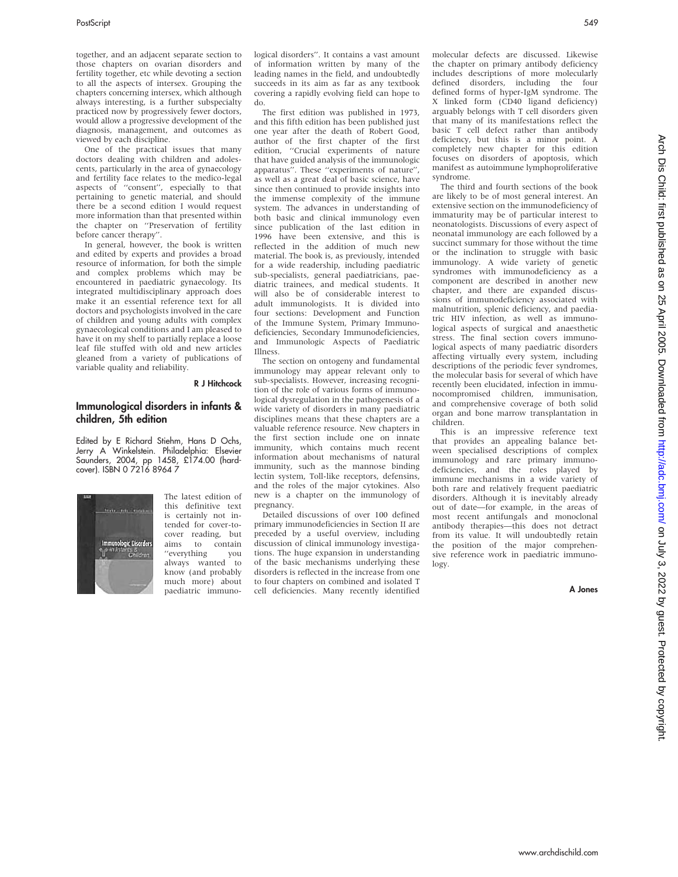together, and an adjacent separate section to those chapters on ovarian disorders and fertility together, etc while devoting a section to all the aspects of intersex. Grouping the chapters concerning intersex, which although always interesting, is a further subspecialty practiced now by progressively fewer doctors, would allow a progressive development of the diagnosis, management, and outcomes as viewed by each discipline.

One of the practical issues that many doctors dealing with children and adolescents, particularly in the area of gynaecology and fertility face relates to the medico-legal aspects of "consent", especially to that pertaining to genetic material, and should there be a second edition I would request more information than that presented within the chapter on "Preservation of fertility before cancer therapy".

In general, however, the book is written and edited by experts and provides a broad resource of information, for both the simple and complex problems which may be encountered in paediatric gynaecology. Its integrated multidisciplinary approach does make it an essential reference text for all doctors and psychologists involved in the care of children and young adults with complex gynaecological conditions and I am pleased to have it on my shelf to partially replace a loose leaf file stuffed with old and new articles gleaned from a variety of publications of variable quality and reliability.

**R J Hitchcock**

## Immunological disorders in infants & children, 5th edition

Edited by E Richard Stiehm, Hans D Ochs, Jerry A Winkelstein. Philadelphia: Elsevier Saunders, 2004, pp 1458, £174.00 (hardcover). ISBN 0 7216 8964 7

The latest edition of this definitive text is certainly not intended for cover-to-cover reading, but aims to contain "everything you always wanted to know (and probably much more) about paediatric immunological disorders". It contains a vast amount of information written by many of the leading names in the field, and undoubtedly succeeds in its aim as far as any textbook covering a rapidly evolving field can hope to do.

The first edition was published in 1973, and this fifth edition has been published just one year after the death of Robert Good, author of the first chapter of the first edition, "Crucial experiments of nature that have guided analysis of the immunologic apparatus". These "experiments of nature", as well as a great deal of basic science, have since then continued to provide insights into the immense complexity of the immune system. The advances in understanding of both basic and clinical immunology even since publication of the last edition in 1996 have been extensive, and this is reflected in the addition of much new material. The book is, as previously, intended for a wide readership, including paediatric sub-specialists, general paediatricians, paediatric trainees, and medical students. It will also be of considerable interest to adult immunologists. It is divided into four sections: Development and Function of the Immune System, Primary Immunodeficiencies, Secondary Immunodeficiencies, and Immunologic Aspects of Paediatric Illness.

The section on ontogeny and fundamental immunology may appear relevant only to sub-specialists. However, increasing recognition of the role of various forms of immunological dysregulation in the pathogenesis of a wide variety of disorders in many paediatric disciplines means that these chapters are a valuable reference resource. New chapters in the first section include one on innate immunity, which contains much recent information about mechanisms of natural immunity, such as the mannose binding lectin system, Toll-like receptors, defensins, and the roles of the major cytokines. Also new is a chapter on the immunology of pregnancy.

Detailed discussions of over 100 defined primary immunodeficiencies in Section II are preceded by a useful overview, including discussion of clinical immunology investigations. The huge expansion in understanding of the basic mechanisms underlying these disorders is reflected in the increase from one to four chapters on combined and isolated T cell deficiencies. Many recently identified molecular defects are discussed. Likewise the chapter on primary antibody deficiency includes descriptions of more molecularly defined disorders, including the four defined forms of hyper-IgM syndrome. The X linked form (CD40 ligand deficiency) arguably belongs with T cell disorders given that many of its manifestations reflect the basic T cell defect rather than antibody deficiency, but this is a minor point. A completely new chapter for this edition focuses on disorders of apoptosis, which manifest as autoimmune lymphoproliferative syndrome.

The third and fourth sections of the book are likely to be of most general interest. An extensive section on the immunodeficiency of immaturity may be of particular interest to neonatologists. Discussions of every aspect of neonatal immunology are each followed by a succinct summary for those without the time or the inclination to struggle with basic immunology. A wide variety of genetic syndromes with immunodeficiency as a component are described in another new chapter, and there are expanded discussions of immunodeficiency associated with malnutrition, splenic deficiency, and paediatric HIV infection, as well as immunological aspects of surgical and anaesthetic stress. The final section covers immunological aspects of many paediatric disorders affecting virtually every system, including descriptions of the periodic fever syndromes, the molecular basis for several of which have recently been elucidated, infection in immunocompromised children, immunisation, and comprehensive coverage of both solid organ and bone marrow transplantation in children.

This is an impressive reference text that provides an appealing balance between specialised descriptions of complex immunology and rare primary immunodeficiencies, and the roles played by immune mechanisms in a wide variety of both rare and relatively frequent paediatric disorders. Although it is inevitably already out of date—for example, in the areas of most recent antifungals and monoclonal antibody therapies—this does not detract from its value. It will undoubtedly retain the position of the major comprehensive reference work in paediatric immunology.

**A Jones**